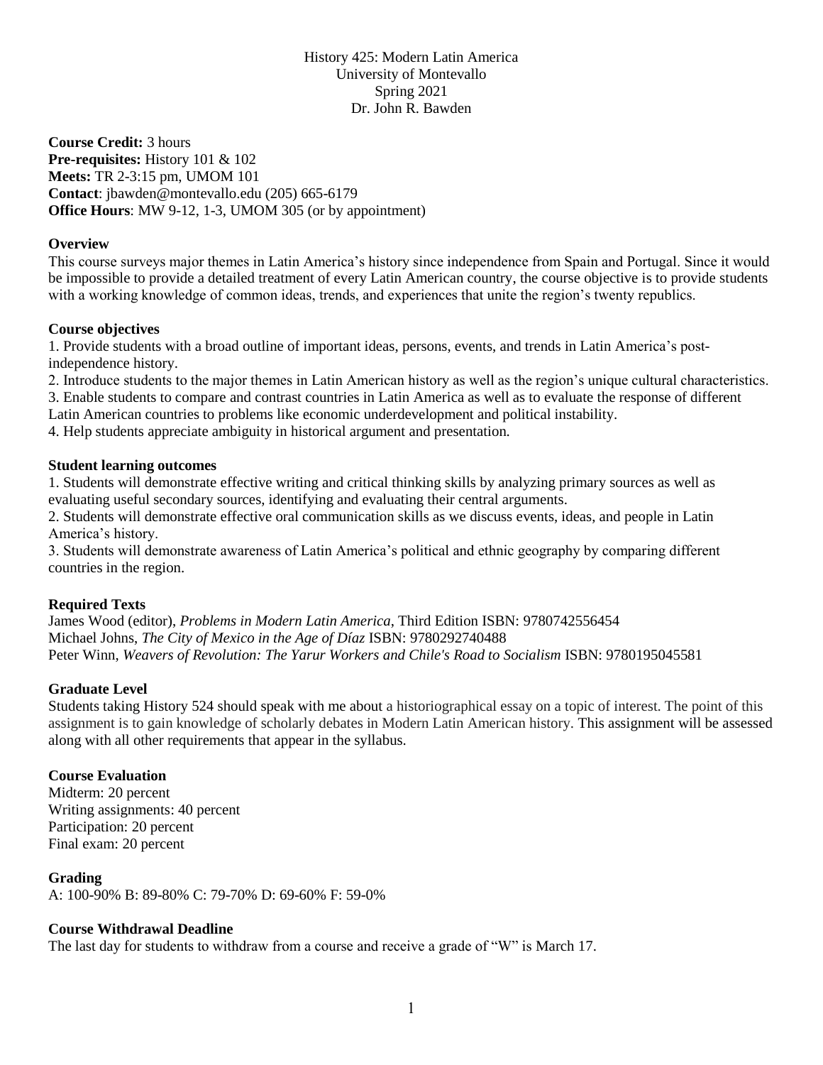# History 425: Modern Latin America

University of Montevallo
Spring 2021
Dr. John R. Bawden

**Course Credit:** 3 hours
**Pre-requisites:** History 101 & 102
**Meets:** TR 2-3:15 pm, UMOM 101
**Contact**: jbawden@montevallo.edu (205) 665-6179
**Office Hours**: MW 9-12, 1-3, UMOM 305 (or by appointment)

## Overview

This course surveys major themes in Latin America's history since independence from Spain and Portugal. Since it would be impossible to provide a detailed treatment of every Latin American country, the course objective is to provide students with a working knowledge of common ideas, trends, and experiences that unite the region's twenty republics.

## Course objectives

1. Provide students with a broad outline of important ideas, persons, events, and trends in Latin America's post-independence history.
2. Introduce students to the major themes in Latin American history as well as the region's unique cultural characteristics.
3. Enable students to compare and contrast countries in Latin America as well as to evaluate the response of different Latin American countries to problems like economic underdevelopment and political instability.
4. Help students appreciate ambiguity in historical argument and presentation.

## Student learning outcomes

1. Students will demonstrate effective writing and critical thinking skills by analyzing primary sources as well as evaluating useful secondary sources, identifying and evaluating their central arguments.
2. Students will demonstrate effective oral communication skills as we discuss events, ideas, and people in Latin America's history.
3. Students will demonstrate awareness of Latin America's political and ethnic geography by comparing different countries in the region.

## Required Texts

James Wood (editor), *Problems in Modern Latin America*, Third Edition ISBN: 9780742556454
Michael Johns, *The City of Mexico in the Age of Díaz* ISBN: 9780292740488
Peter Winn, *Weavers of Revolution: The Yarur Workers and Chile's Road to Socialism* ISBN: 9780195045581

## Graduate Level

Students taking History 524 should speak with me about a historiographical essay on a topic of interest. The point of this assignment is to gain knowledge of scholarly debates in Modern Latin American history. This assignment will be assessed along with all other requirements that appear in the syllabus.

## Course Evaluation

Midterm: 20 percent
Writing assignments: 40 percent
Participation: 20 percent
Final exam: 20 percent

## Grading

A: 100-90% B: 89-80% C: 79-70% D: 69-60% F: 59-0%

## Course Withdrawal Deadline

The last day for students to withdraw from a course and receive a grade of "W" is March 17.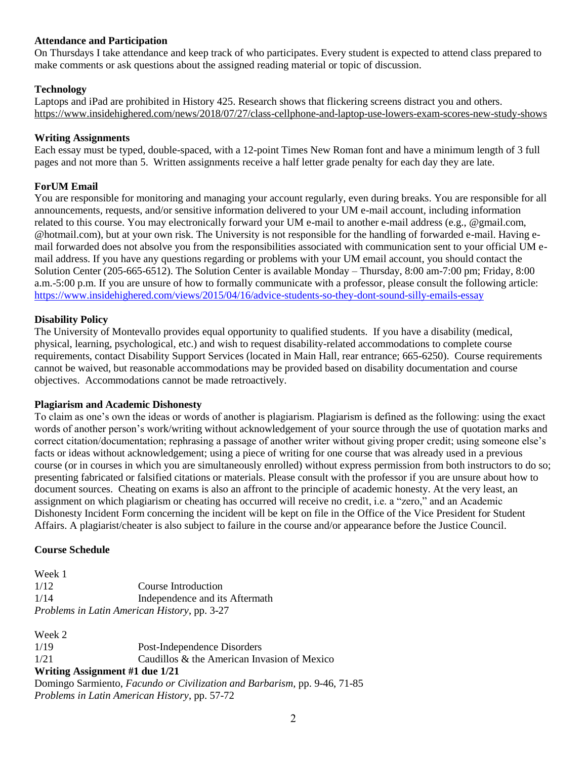**Attendance and Participation**

On Thursdays I take attendance and keep track of who participates. Every student is expected to attend class prepared to make comments or ask questions about the assigned reading material or topic of discussion.

**Technology**

Laptops and iPad are prohibited in History 425. Research shows that flickering screens distract you and others. https://www.insidehighered.com/news/2018/07/27/class-cellphone-and-laptop-use-lowers-exam-scores-new-study-shows

**Writing Assignments**

Each essay must be typed, double-spaced, with a 12-point Times New Roman font and have a minimum length of 3 full pages and not more than 5. Written assignments receive a half letter grade penalty for each day they are late.

**ForUM Email**

You are responsible for monitoring and managing your account regularly, even during breaks. You are responsible for all announcements, requests, and/or sensitive information delivered to your UM e-mail account, including information related to this course. You may electronically forward your UM e-mail to another e-mail address (e.g., @gmail.com, @hotmail.com), but at your own risk. The University is not responsible for the handling of forwarded e-mail. Having e-mail forwarded does not absolve you from the responsibilities associated with communication sent to your official UM e-mail address. If you have any questions regarding or problems with your UM email account, you should contact the Solution Center (205-665-6512). The Solution Center is available Monday – Thursday, 8:00 am-7:00 pm; Friday, 8:00 a.m.-5:00 p.m. If you are unsure of how to formally communicate with a professor, please consult the following article: https://www.insidehighered.com/views/2015/04/16/advice-students-so-they-dont-sound-silly-emails-essay

**Disability Policy**

The University of Montevallo provides equal opportunity to qualified students. If you have a disability (medical, physical, learning, psychological, etc.) and wish to request disability-related accommodations to complete course requirements, contact Disability Support Services (located in Main Hall, rear entrance; 665-6250). Course requirements cannot be waived, but reasonable accommodations may be provided based on disability documentation and course objectives. Accommodations cannot be made retroactively.

**Plagiarism and Academic Dishonesty**

To claim as one's own the ideas or words of another is plagiarism. Plagiarism is defined as the following: using the exact words of another person's work/writing without acknowledgement of your source through the use of quotation marks and correct citation/documentation; rephrasing a passage of another writer without giving proper credit; using someone else's facts or ideas without acknowledgement; using a piece of writing for one course that was already used in a previous course (or in courses in which you are simultaneously enrolled) without express permission from both instructors to do so; presenting fabricated or falsified citations or materials. Please consult with the professor if you are unsure about how to document sources. Cheating on exams is also an affront to the principle of academic honesty. At the very least, an assignment on which plagiarism or cheating has occurred will receive no credit, i.e. a "zero," and an Academic Dishonesty Incident Form concerning the incident will be kept on file in the Office of the Vice President for Student Affairs. A plagiarist/cheater is also subject to failure in the course and/or appearance before the Justice Council.

**Course Schedule**

Week 1

1/12 Course Introduction

1/14 Independence and its Aftermath

*Problems in Latin American History*, pp. 3-27

Week 2

1/19 Post-Independence Disorders

1/21 Caudillos & the American Invasion of Mexico

**Writing Assignment #1 due 1/21**

Domingo Sarmiento, *Facundo or Civilization and Barbarism*, pp. 9-46, 71-85

*Problems in Latin American History*, pp. 57-72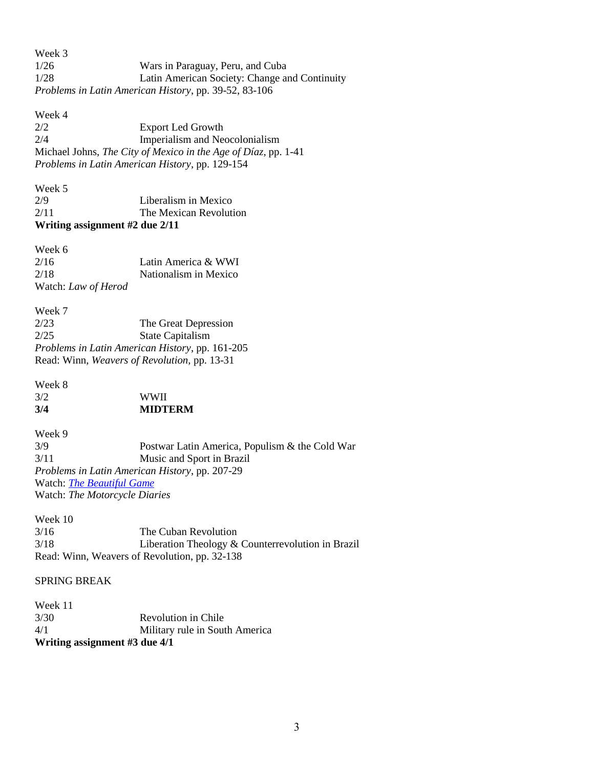Week 3

1/26 Wars in Paraguay, Peru, and Cuba

1/28 Latin American Society: Change and Continuity

*Problems in Latin American History*, pp. 39-52, 83-106

Week 4

2/2 Export Led Growth

2/4 Imperialism and Neocolonialism

Michael Johns, *The City of Mexico in the Age of Díaz*, pp. 1-41

*Problems in Latin American History*, pp. 129-154

Week 5

2/9 Liberalism in Mexico

2/11 The Mexican Revolution

**Writing assignment #2 due 2/11**

Week 6

2/16 Latin America & WWI

2/18 Nationalism in Mexico

Watch: *Law of Herod*

Week 7

2/23 The Great Depression

2/25 State Capitalism

*Problems in Latin American History*, pp. 161-205

Read: Winn, *Weavers of Revolution*, pp. 13-31

Week 8

3/2 WWII

**3/4 MIDTERM**

Week 9

3/9 Postwar Latin America, Populism & the Cold War

3/11 Music and Sport in Brazil

*Problems in Latin American History*, pp. 207-29

Watch: *The Beautiful Game*

Watch: *The Motorcycle Diaries*

Week 10

3/16 The Cuban Revolution

3/18 Liberation Theology & Counterrevolution in Brazil

Read: Winn, Weavers of Revolution, pp. 32-138

SPRING BREAK

Week 11

3/30 Revolution in Chile

4/1 Military rule in South America

**Writing assignment #3 due 4/1**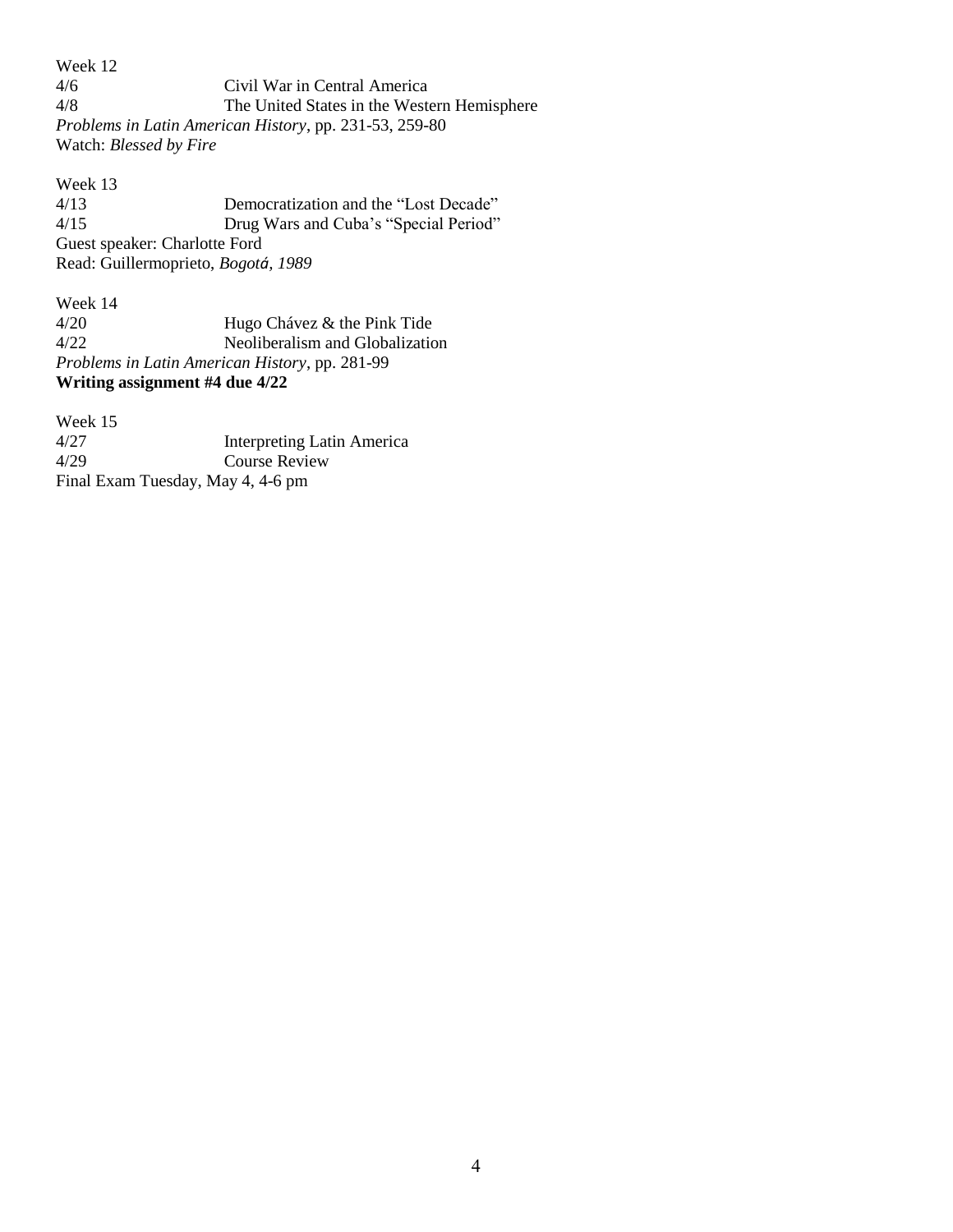Week 12
4/6 Civil War in Central America
4/8 The United States in the Western Hemisphere
*Problems in Latin American History*, pp. 231-53, 259-80
Watch: *Blessed by Fire*

Week 13
4/13 Democratization and the "Lost Decade"
4/15 Drug Wars and Cuba's "Special Period"
Guest speaker: Charlotte Ford
Read: Guillermoprieto, *Bogotá, 1989*

Week 14
4/20 Hugo Chávez & the Pink Tide
4/22 Neoliberalism and Globalization
*Problems in Latin American History*, pp. 281-99
**Writing assignment #4 due 4/22**

Week 15
4/27 Interpreting Latin America
4/29 Course Review
Final Exam Tuesday, May 4, 4-6 pm